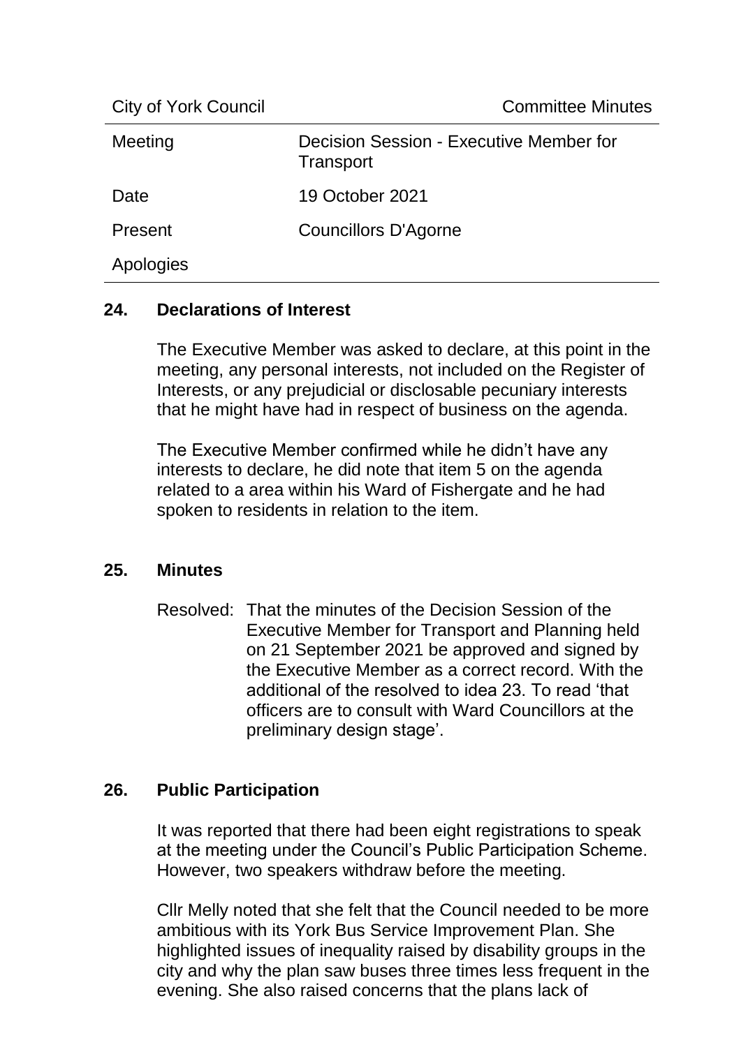| City of York Council | Committee Minutes |
|---|---|
| Meeting | Decision Session - Executive Member for Transport |
| Date | 19 October 2021 |
| Present | Councillors D'Agorne |
| Apologies | |

## 24. Declarations of Interest

The Executive Member was asked to declare, at this point in the meeting, any personal interests, not included on the Register of Interests, or any prejudicial or disclosable pecuniary interests that he might have had in respect of business on the agenda.

The Executive Member confirmed while he didn't have any interests to declare, he did note that item 5 on the agenda related to a area within his Ward of Fishergate and he had spoken to residents in relation to the item.

## 25. Minutes

Resolved: That the minutes of the Decision Session of the Executive Member for Transport and Planning held on 21 September 2021 be approved and signed by the Executive Member as a correct record. With the additional of the resolved to idea 23. To read 'that officers are to consult with Ward Councillors at the preliminary design stage'.

## 26. Public Participation

It was reported that there had been eight registrations to speak at the meeting under the Council's Public Participation Scheme. However, two speakers withdraw before the meeting.

Cllr Melly noted that she felt that the Council needed to be more ambitious with its York Bus Service Improvement Plan. She highlighted issues of inequality raised by disability groups in the city and why the plan saw buses three times less frequent in the evening. She also raised concerns that the plans lack of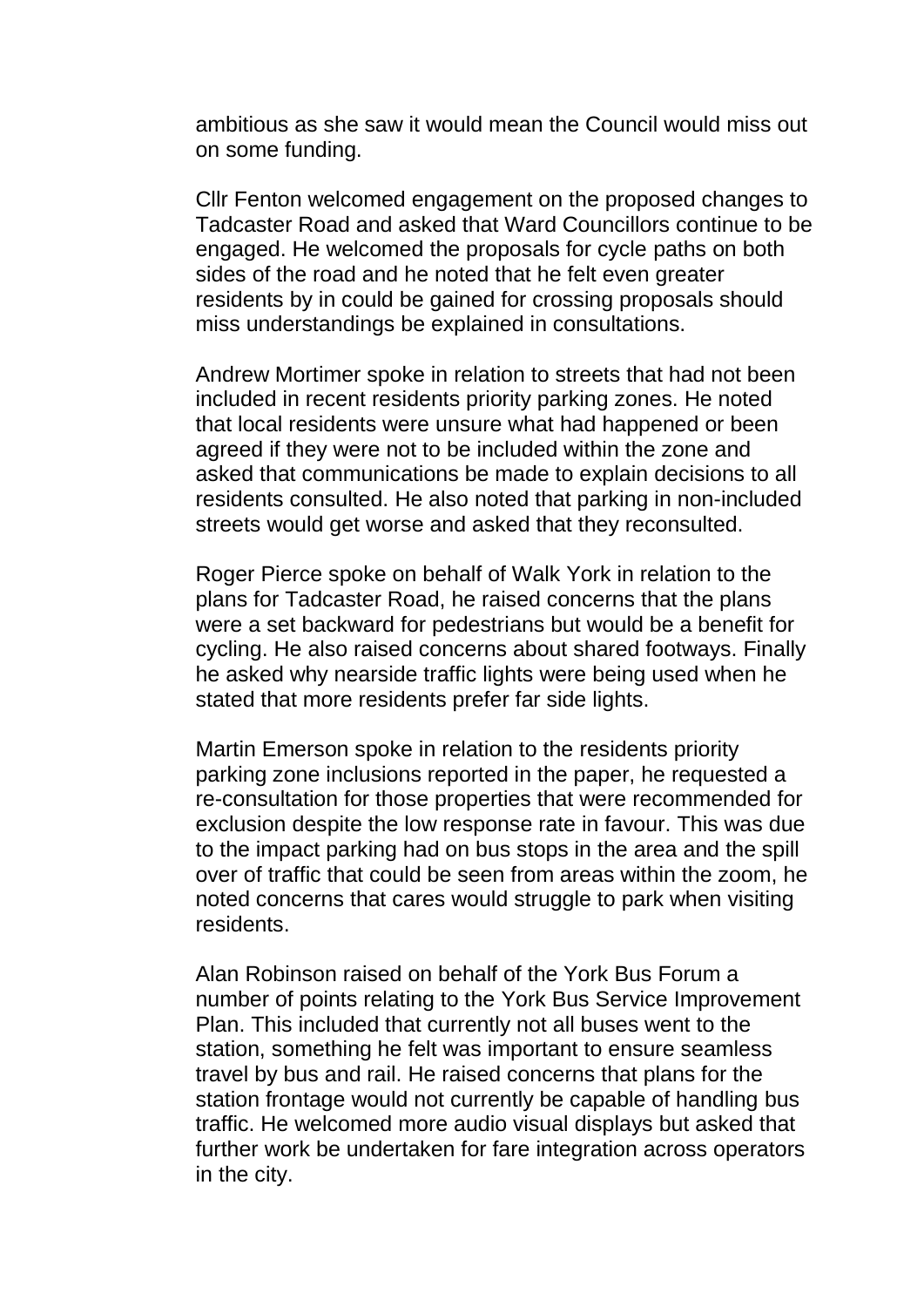ambitious as she saw it would mean the Council would miss out on some funding.

Cllr Fenton welcomed engagement on the proposed changes to Tadcaster Road and asked that Ward Councillors continue to be engaged. He welcomed the proposals for cycle paths on both sides of the road and he noted that he felt even greater residents by in could be gained for crossing proposals should miss understandings be explained in consultations.

Andrew Mortimer spoke in relation to streets that had not been included in recent residents priority parking zones. He noted that local residents were unsure what had happened or been agreed if they were not to be included within the zone and asked that communications be made to explain decisions to all residents consulted. He also noted that parking in non-included streets would get worse and asked that they reconsulted.

Roger Pierce spoke on behalf of Walk York in relation to the plans for Tadcaster Road, he raised concerns that the plans were a set backward for pedestrians but would be a benefit for cycling. He also raised concerns about shared footways. Finally he asked why nearside traffic lights were being used when he stated that more residents prefer far side lights.

Martin Emerson spoke in relation to the residents priority parking zone inclusions reported in the paper, he requested a re-consultation for those properties that were recommended for exclusion despite the low response rate in favour. This was due to the impact parking had on bus stops in the area and the spill over of traffic that could be seen from areas within the zoom, he noted concerns that cares would struggle to park when visiting residents.

Alan Robinson raised on behalf of the York Bus Forum a number of points relating to the York Bus Service Improvement Plan. This included that currently not all buses went to the station, something he felt was important to ensure seamless travel by bus and rail. He raised concerns that plans for the station frontage would not currently be capable of handling bus traffic. He welcomed more audio visual displays but asked that further work be undertaken for fare integration across operators in the city.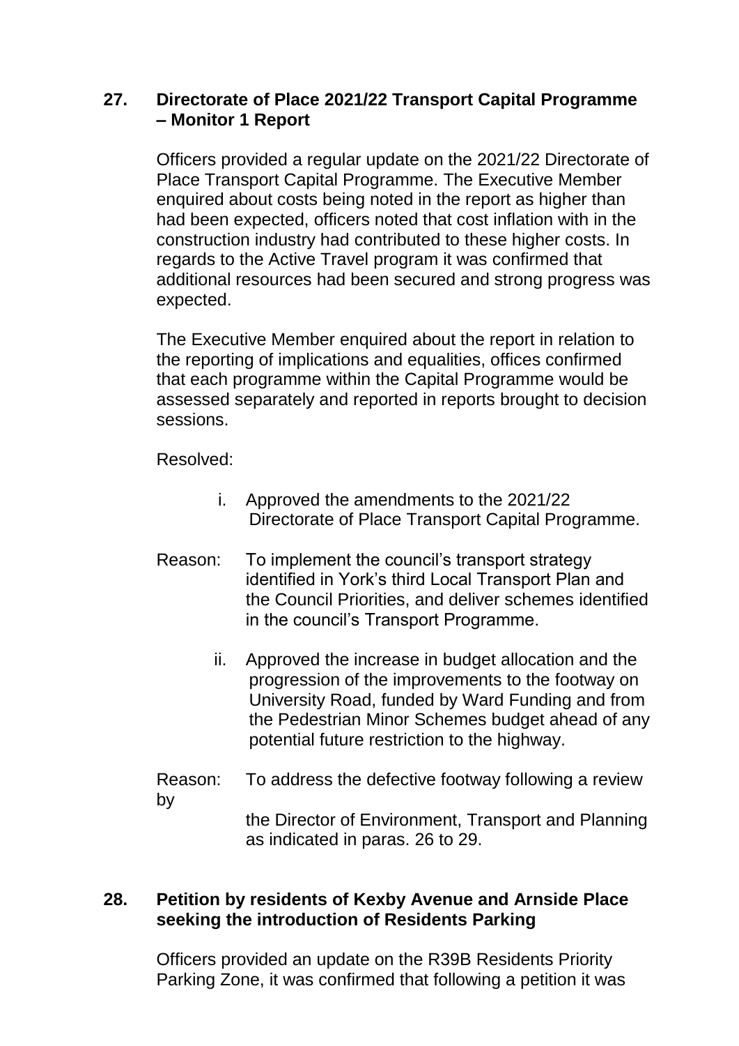## 27. Directorate of Place 2021/22 Transport Capital Programme – Monitor 1 Report

Officers provided a regular update on the 2021/22 Directorate of Place Transport Capital Programme. The Executive Member enquired about costs being noted in the report as higher than had been expected, officers noted that cost inflation with in the construction industry had contributed to these higher costs. In regards to the Active Travel program it was confirmed that additional resources had been secured and strong progress was expected.

The Executive Member enquired about the report in relation to the reporting of implications and equalities, offices confirmed that each programme within the Capital Programme would be assessed separately and reported in reports brought to decision sessions.

Resolved:

i. Approved the amendments to the 2021/22 Directorate of Place Transport Capital Programme.

Reason: To implement the council's transport strategy identified in York's third Local Transport Plan and the Council Priorities, and deliver schemes identified in the council's Transport Programme.

ii. Approved the increase in budget allocation and the progression of the improvements to the footway on University Road, funded by Ward Funding and from the Pedestrian Minor Schemes budget ahead of any potential future restriction to the highway.

Reason: To address the defective footway following a review by the Director of Environment, Transport and Planning as indicated in paras. 26 to 29.

## 28. Petition by residents of Kexby Avenue and Arnside Place seeking the introduction of Residents Parking

Officers provided an update on the R39B Residents Priority Parking Zone, it was confirmed that following a petition it was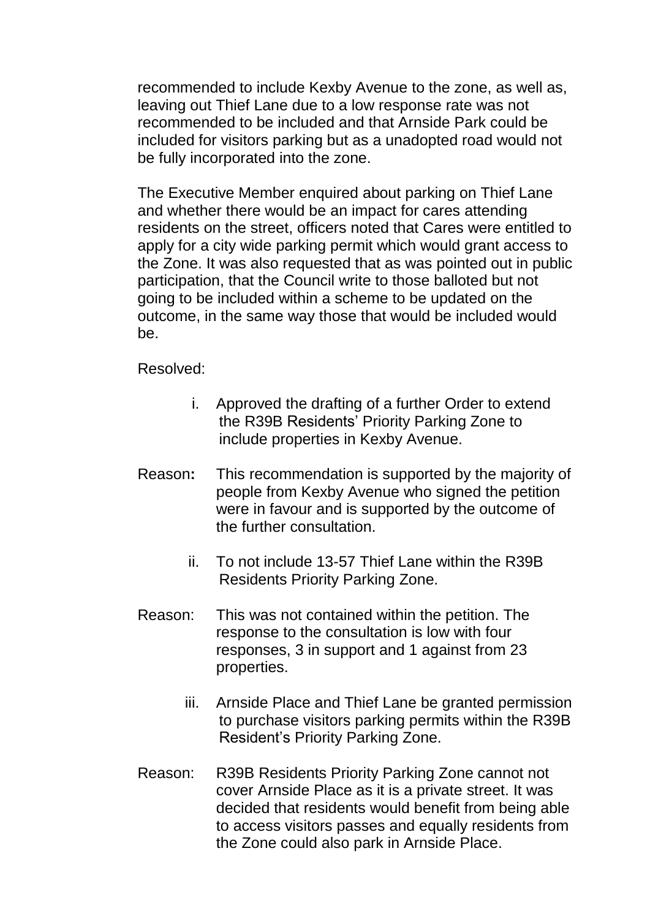recommended to include Kexby Avenue to the zone, as well as, leaving out Thief Lane due to a low response rate was not recommended to be included and that Arnside Park could be included for visitors parking but as a unadopted road would not be fully incorporated into the zone.

The Executive Member enquired about parking on Thief Lane and whether there would be an impact for cares attending residents on the street, officers noted that Cares were entitled to apply for a city wide parking permit which would grant access to the Zone. It was also requested that as was pointed out in public participation, that the Council write to those balloted but not going to be included within a scheme to be updated on the outcome, in the same way those that would be included would be.

Resolved:

i. Approved the drafting of a further Order to extend the R39B Residents' Priority Parking Zone to include properties in Kexby Avenue.

Reason**:** This recommendation is supported by the majority of people from Kexby Avenue who signed the petition were in favour and is supported by the outcome of the further consultation.

ii. To not include 13-57 Thief Lane within the R39B Residents Priority Parking Zone.

Reason: This was not contained within the petition. The response to the consultation is low with four responses, 3 in support and 1 against from 23 properties.

iii. Arnside Place and Thief Lane be granted permission to purchase visitors parking permits within the R39B Resident's Priority Parking Zone.

Reason: R39B Residents Priority Parking Zone cannot not cover Arnside Place as it is a private street. It was decided that residents would benefit from being able to access visitors passes and equally residents from the Zone could also park in Arnside Place.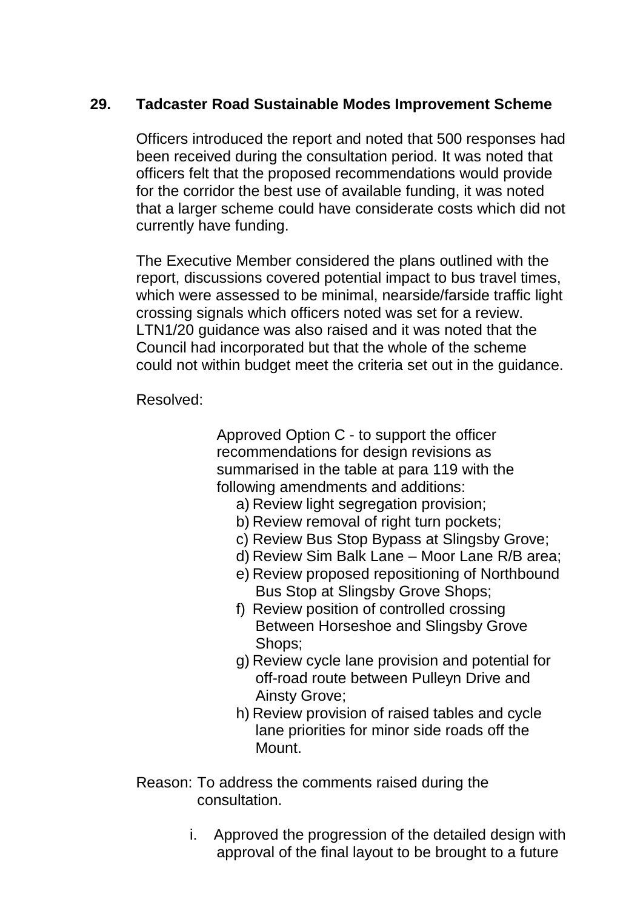## 29. Tadcaster Road Sustainable Modes Improvement Scheme

Officers introduced the report and noted that 500 responses had been received during the consultation period. It was noted that officers felt that the proposed recommendations would provide for the corridor the best use of available funding, it was noted that a larger scheme could have considerate costs which did not currently have funding.

The Executive Member considered the plans outlined with the report, discussions covered potential impact to bus travel times, which were assessed to be minimal, nearside/farside traffic light crossing signals which officers noted was set for a review. LTN1/20 guidance was also raised and it was noted that the Council had incorporated but that the whole of the scheme could not within budget meet the criteria set out in the guidance.

Resolved:

Approved Option C - to support the officer recommendations for design revisions as summarised in the table at para 119 with the following amendments and additions:

a) Review light segregation provision;
b) Review removal of right turn pockets;
c) Review Bus Stop Bypass at Slingsby Grove;
d) Review Sim Balk Lane – Moor Lane R/B area;
e) Review proposed repositioning of Northbound Bus Stop at Slingsby Grove Shops;
f) Review position of controlled crossing Between Horseshoe and Slingsby Grove Shops;
g) Review cycle lane provision and potential for off-road route between Pulleyn Drive and Ainsty Grove;
h) Review provision of raised tables and cycle lane priorities for minor side roads off the Mount.

Reason: To address the comments raised during the consultation.

i. Approved the progression of the detailed design with approval of the final layout to be brought to a future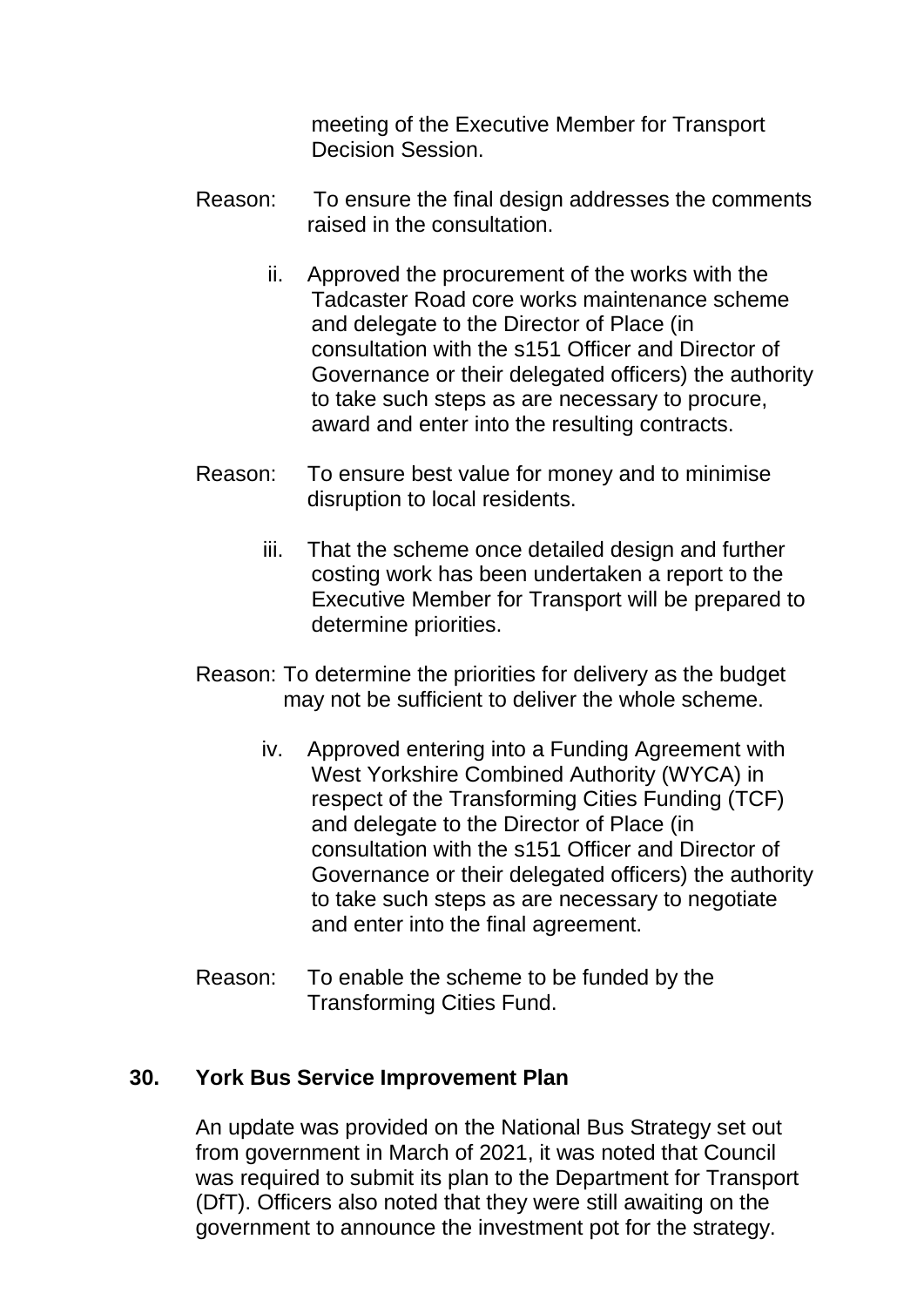meeting of the Executive Member for Transport Decision Session.

Reason: To ensure the final design addresses the comments raised in the consultation.

ii. Approved the procurement of the works with the Tadcaster Road core works maintenance scheme and delegate to the Director of Place (in consultation with the s151 Officer and Director of Governance or their delegated officers) the authority to take such steps as are necessary to procure, award and enter into the resulting contracts.

Reason: To ensure best value for money and to minimise disruption to local residents.

iii. That the scheme once detailed design and further costing work has been undertaken a report to the Executive Member for Transport will be prepared to determine priorities.

Reason: To determine the priorities for delivery as the budget may not be sufficient to deliver the whole scheme.

iv. Approved entering into a Funding Agreement with West Yorkshire Combined Authority (WYCA) in respect of the Transforming Cities Funding (TCF) and delegate to the Director of Place (in consultation with the s151 Officer and Director of Governance or their delegated officers) the authority to take such steps as are necessary to negotiate and enter into the final agreement.

Reason: To enable the scheme to be funded by the Transforming Cities Fund.

## 30. York Bus Service Improvement Plan

An update was provided on the National Bus Strategy set out from government in March of 2021, it was noted that Council was required to submit its plan to the Department for Transport (DfT). Officers also noted that they were still awaiting on the government to announce the investment pot for the strategy.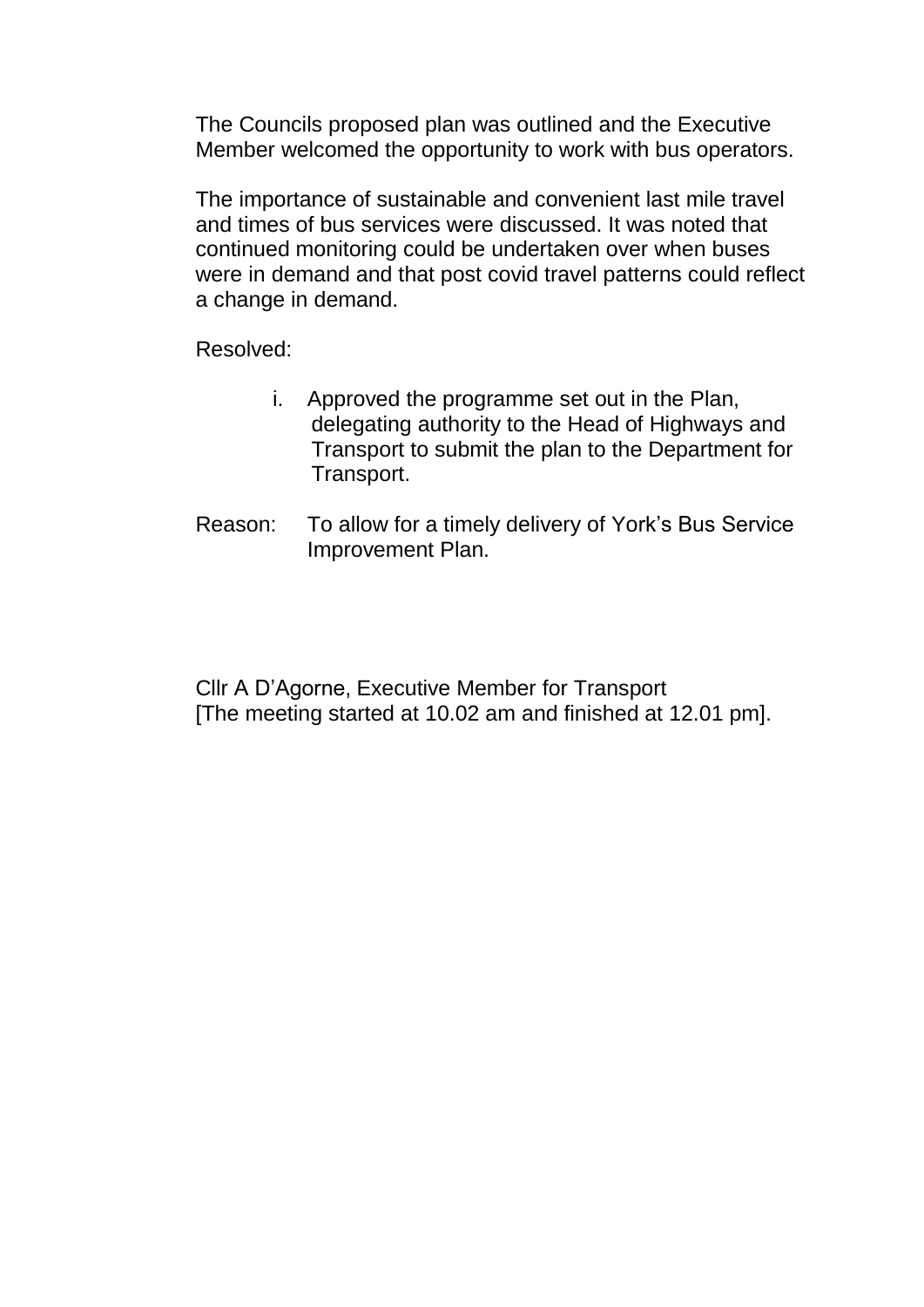The Councils proposed plan was outlined and the Executive Member welcomed the opportunity to work with bus operators.

The importance of sustainable and convenient last mile travel and times of bus services were discussed. It was noted that continued monitoring could be undertaken over when buses were in demand and that post covid travel patterns could reflect a change in demand.

Resolved:

i. Approved the programme set out in the Plan, delegating authority to the Head of Highways and Transport to submit the plan to the Department for Transport.

Reason: To allow for a timely delivery of York's Bus Service Improvement Plan.

Cllr A D'Agorne, Executive Member for Transport
[The meeting started at 10.02 am and finished at 12.01 pm].